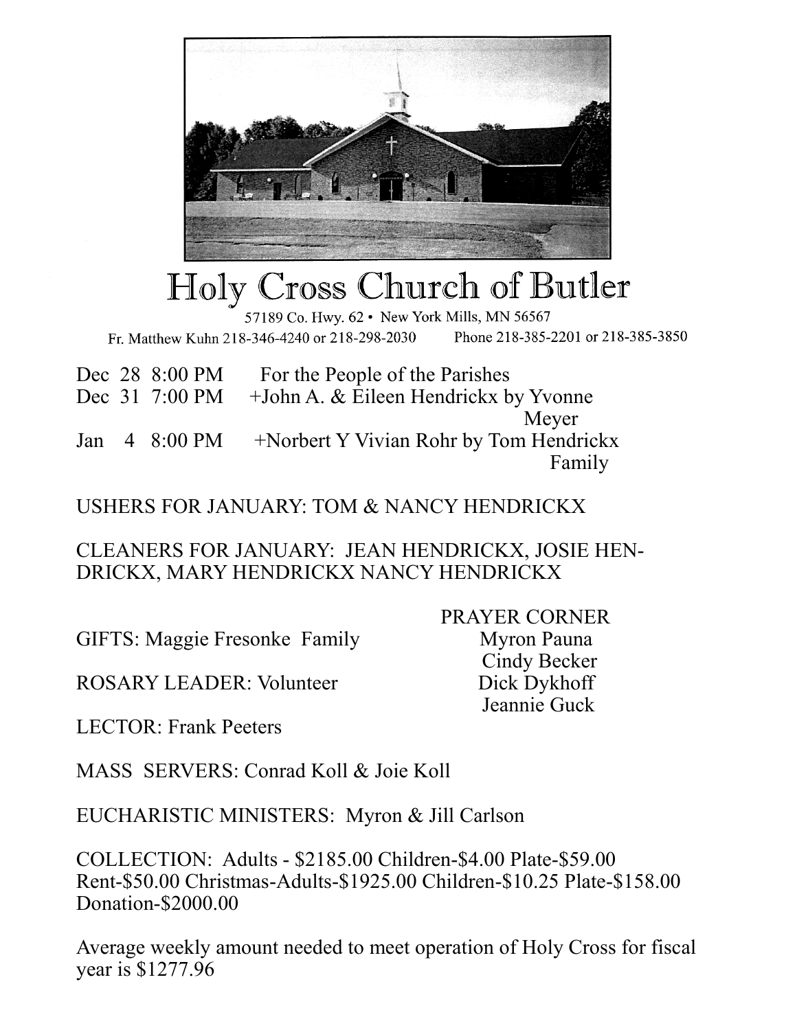# Holy Cross Church of Butler

57189 Co. Hwy. 62 • New York Mills, MN 56567

Fr. Matthew Kuhn 218-346-4240 or 218-298-2030 Phone 218-385-2201 or 218-385-3850

Dec 28 8:00 PM For the People of the Parishes
Dec 31 7:00 PM +John A. & Eileen Hendrickx by Yvonne Meyer
Jan 4 8:00 PM +Norbert Y Vivian Rohr by Tom Hendrickx Family

USHERS FOR JANUARY: TOM & NANCY HENDRICKX

CLEANERS FOR JANUARY: JEAN HENDRICKX, JOSIE HENDRICKX, MARY HENDRICKX NANCY HENDRICKX

GIFTS: Maggie Fresonke Family

ROSARY LEADER: Volunteer

LECTOR: Frank Peeters

MASS SERVERS: Conrad Koll & Joie Koll

EUCHARISTIC MINISTERS: Myron & Jill Carlson

PRAYER CORNER
Myron Pauna
Cindy Becker
Dick Dykhoff
Jeannie Guck

COLLECTION: Adults - $2185.00 Children-$4.00 Plate-$59.00 Rent-$50.00 Christmas-Adults-$1925.00 Children-$10.25 Plate-$158.00 Donation-$2000.00

Average weekly amount needed to meet operation of Holy Cross for fiscal year is $1277.96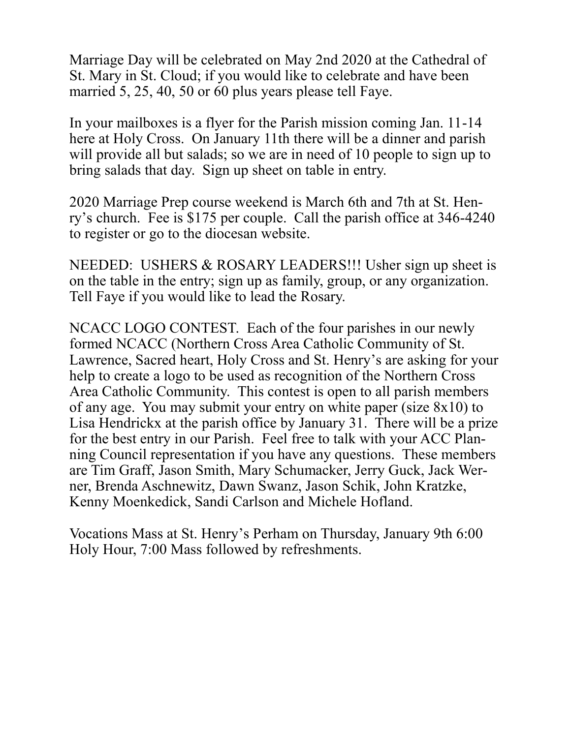Marriage Day will be celebrated on May 2nd 2020 at the Cathedral of St. Mary in St. Cloud; if you would like to celebrate and have been married 5, 25, 40, 50 or 60 plus years please tell Faye.

In your mailboxes is a flyer for the Parish mission coming Jan. 11-14 here at Holy Cross. On January 11th there will be a dinner and parish will provide all but salads; so we are in need of 10 people to sign up to bring salads that day. Sign up sheet on table in entry.

2020 Marriage Prep course weekend is March 6th and 7th at St. Henry's church. Fee is $175 per couple. Call the parish office at 346-4240 to register or go to the diocesan website.

NEEDED: USHERS & ROSARY LEADERS!!! Usher sign up sheet is on the table in the entry; sign up as family, group, or any organization. Tell Faye if you would like to lead the Rosary.

NCACC LOGO CONTEST. Each of the four parishes in our newly formed NCACC (Northern Cross Area Catholic Community of St. Lawrence, Sacred heart, Holy Cross and St. Henry's are asking for your help to create a logo to be used as recognition of the Northern Cross Area Catholic Community. This contest is open to all parish members of any age. You may submit your entry on white paper (size 8x10) to Lisa Hendrickx at the parish office by January 31. There will be a prize for the best entry in our Parish. Feel free to talk with your ACC Planning Council representation if you have any questions. These members are Tim Graff, Jason Smith, Mary Schumacker, Jerry Guck, Jack Werner, Brenda Aschnewitz, Dawn Swanz, Jason Schik, John Kratzke, Kenny Moenkedick, Sandi Carlson and Michele Hofland.

Vocations Mass at St. Henry's Perham on Thursday, January 9th 6:00 Holy Hour, 7:00 Mass followed by refreshments.